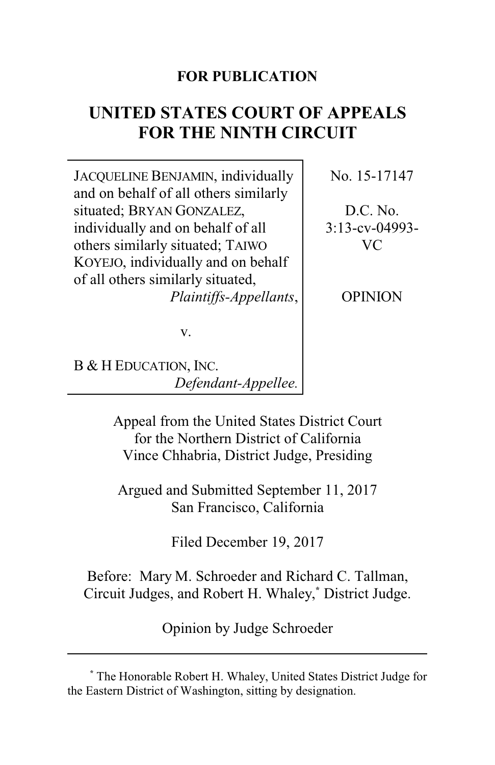**FOR PUBLICATION**

# UNITED STATES COURT OF APPEALS FOR THE NINTH CIRCUIT

| | |
|---|---|
| JACQUELINE BENJAMIN, individually and on behalf of all others similarly situated; BRYAN GONZALEZ, individually and on behalf of all others similarly situated; TAIWO KOYEJO, individually and on behalf of all others similarly situated, *Plaintiffs-Appellants*, <br><br> v. <br><br> B & H EDUCATION, INC. *Defendant-Appellee.* | No. 15-17147 <br><br> D.C. No. 3:13-cv-04993-VC <br><br> OPINION |

Appeal from the United States District Court for the Northern District of California
Vince Chhabria, District Judge, Presiding

Argued and Submitted September 11, 2017
San Francisco, California

Filed December 19, 2017

Before: Mary M. Schroeder and Richard C. Tallman, Circuit Judges, and Robert H. Whaley,* District Judge.

Opinion by Judge Schroeder

---

* The Honorable Robert H. Whaley, United States District Judge for the Eastern District of Washington, sitting by designation.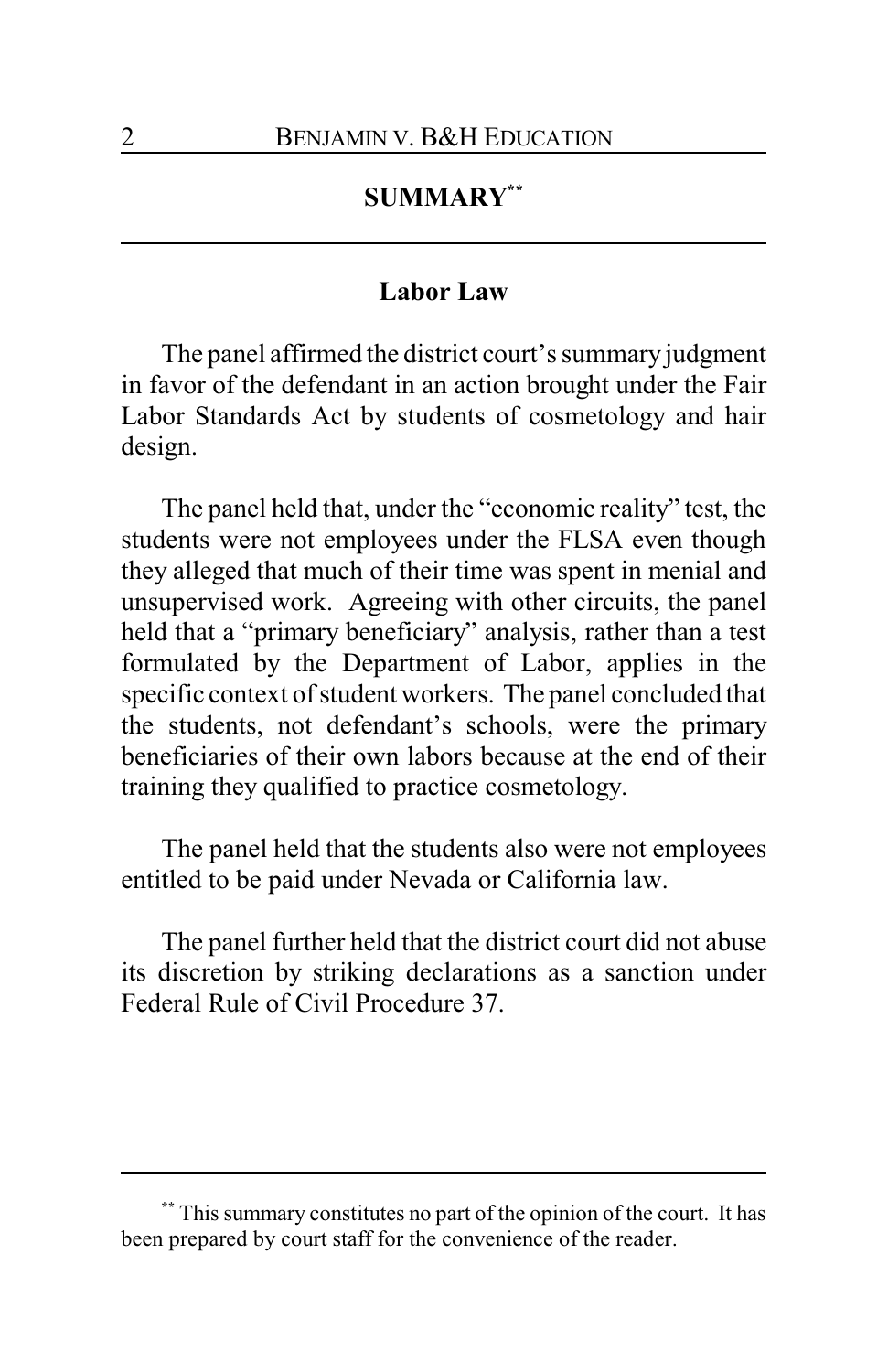## SUMMARY[**]

### Labor Law

The panel affirmed the district court's summary judgment in favor of the defendant in an action brought under the Fair Labor Standards Act by students of cosmetology and hair design.

The panel held that, under the "economic reality" test, the students were not employees under the FLSA even though they alleged that much of their time was spent in menial and unsupervised work. Agreeing with other circuits, the panel held that a "primary beneficiary" analysis, rather than a test formulated by the Department of Labor, applies in the specific context of student workers. The panel concluded that the students, not defendant's schools, were the primary beneficiaries of their own labors because at the end of their training they qualified to practice cosmetology.

The panel held that the students also were not employees entitled to be paid under Nevada or California law.

The panel further held that the district court did not abuse its discretion by striking declarations as a sanction under Federal Rule of Civil Procedure 37.

---

[**] This summary constitutes no part of the opinion of the court. It has been prepared by court staff for the convenience of the reader.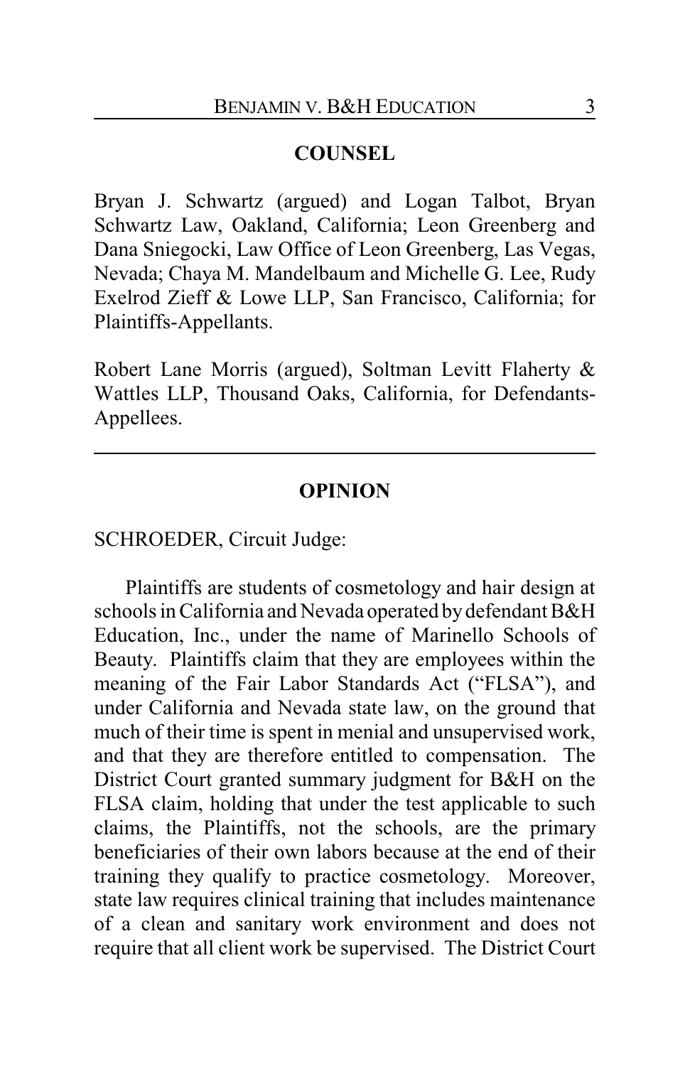## COUNSEL

Bryan J. Schwartz (argued) and Logan Talbot, Bryan Schwartz Law, Oakland, California; Leon Greenberg and Dana Sniegocki, Law Office of Leon Greenberg, Las Vegas, Nevada; Chaya M. Mandelbaum and Michelle G. Lee, Rudy Exelrod Zieff & Lowe LLP, San Francisco, California; for Plaintiffs-Appellants.

Robert Lane Morris (argued), Soltman Levitt Flaherty & Wattles LLP, Thousand Oaks, California, for Defendants-Appellees.

---

## OPINION

SCHROEDER, Circuit Judge:

Plaintiffs are students of cosmetology and hair design at schools in California and Nevada operated by defendant B&H Education, Inc., under the name of Marinello Schools of Beauty. Plaintiffs claim that they are employees within the meaning of the Fair Labor Standards Act ("FLSA"), and under California and Nevada state law, on the ground that much of their time is spent in menial and unsupervised work, and that they are therefore entitled to compensation. The District Court granted summary judgment for B&H on the FLSA claim, holding that under the test applicable to such claims, the Plaintiffs, not the schools, are the primary beneficiaries of their own labors because at the end of their training they qualify to practice cosmetology. Moreover, state law requires clinical training that includes maintenance of a clean and sanitary work environment and does not require that all client work be supervised. The District Court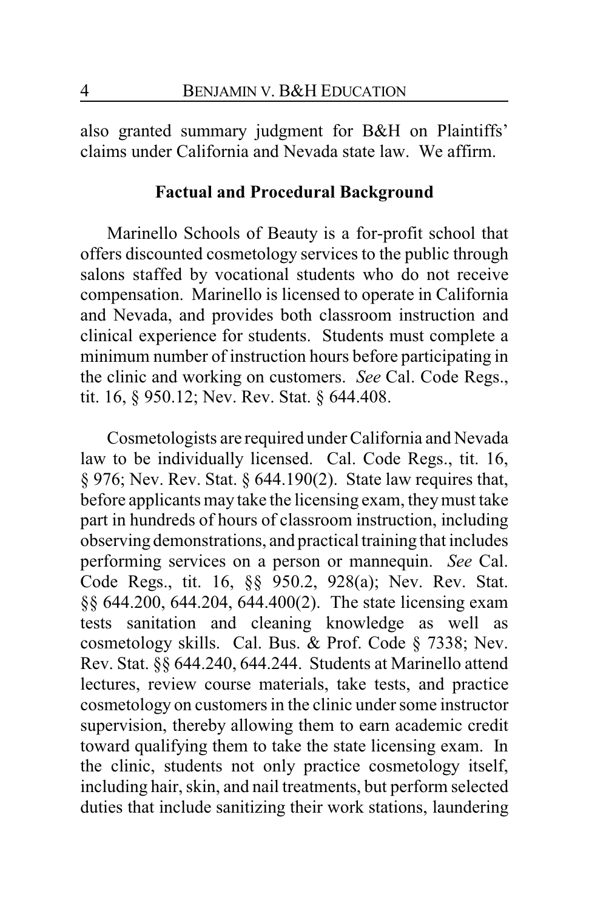also granted summary judgment for B&H on Plaintiffs' claims under California and Nevada state law. We affirm.

## Factual and Procedural Background

Marinello Schools of Beauty is a for-profit school that offers discounted cosmetology services to the public through salons staffed by vocational students who do not receive compensation. Marinello is licensed to operate in California and Nevada, and provides both classroom instruction and clinical experience for students. Students must complete a minimum number of instruction hours before participating in the clinic and working on customers. *See* Cal. Code Regs., tit. 16, § 950.12; Nev. Rev. Stat. § 644.408.

Cosmetologists are required under California and Nevada law to be individually licensed. Cal. Code Regs., tit. 16, § 976; Nev. Rev. Stat. § 644.190(2). State law requires that, before applicants may take the licensing exam, they must take part in hundreds of hours of classroom instruction, including observing demonstrations, and practical training that includes performing services on a person or mannequin. *See* Cal. Code Regs., tit. 16, §§ 950.2, 928(a); Nev. Rev. Stat. §§ 644.200, 644.204, 644.400(2). The state licensing exam tests sanitation and cleaning knowledge as well as cosmetology skills. Cal. Bus. & Prof. Code § 7338; Nev. Rev. Stat. §§ 644.240, 644.244. Students at Marinello attend lectures, review course materials, take tests, and practice cosmetology on customers in the clinic under some instructor supervision, thereby allowing them to earn academic credit toward qualifying them to take the state licensing exam. In the clinic, students not only practice cosmetology itself, including hair, skin, and nail treatments, but perform selected duties that include sanitizing their work stations, laundering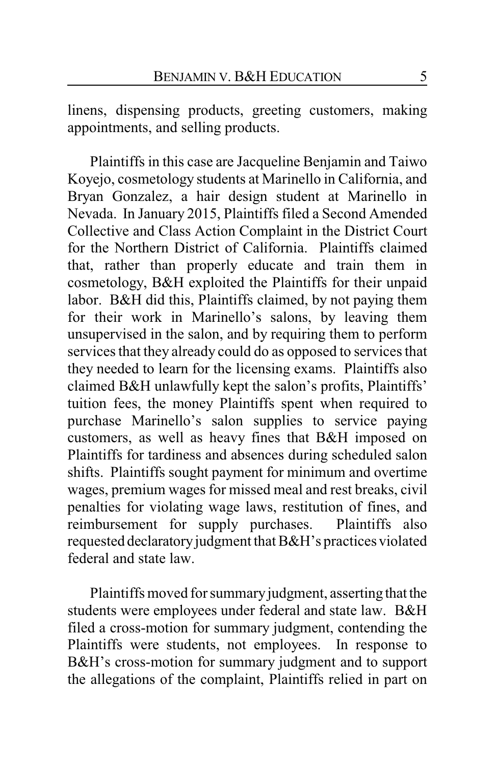linens, dispensing products, greeting customers, making appointments, and selling products.

Plaintiffs in this case are Jacqueline Benjamin and Taiwo Koyejo, cosmetology students at Marinello in California, and Bryan Gonzalez, a hair design student at Marinello in Nevada. In January 2015, Plaintiffs filed a Second Amended Collective and Class Action Complaint in the District Court for the Northern District of California. Plaintiffs claimed that, rather than properly educate and train them in cosmetology, B&H exploited the Plaintiffs for their unpaid labor. B&H did this, Plaintiffs claimed, by not paying them for their work in Marinello's salons, by leaving them unsupervised in the salon, and by requiring them to perform services that they already could do as opposed to services that they needed to learn for the licensing exams. Plaintiffs also claimed B&H unlawfully kept the salon's profits, Plaintiffs' tuition fees, the money Plaintiffs spent when required to purchase Marinello's salon supplies to service paying customers, as well as heavy fines that B&H imposed on Plaintiffs for tardiness and absences during scheduled salon shifts. Plaintiffs sought payment for minimum and overtime wages, premium wages for missed meal and rest breaks, civil penalties for violating wage laws, restitution of fines, and reimbursement for supply purchases. Plaintiffs also requested declaratory judgment that B&H's practices violated federal and state law.

Plaintiffs moved for summary judgment, asserting that the students were employees under federal and state law. B&H filed a cross-motion for summary judgment, contending the Plaintiffs were students, not employees. In response to B&H's cross-motion for summary judgment and to support the allegations of the complaint, Plaintiffs relied in part on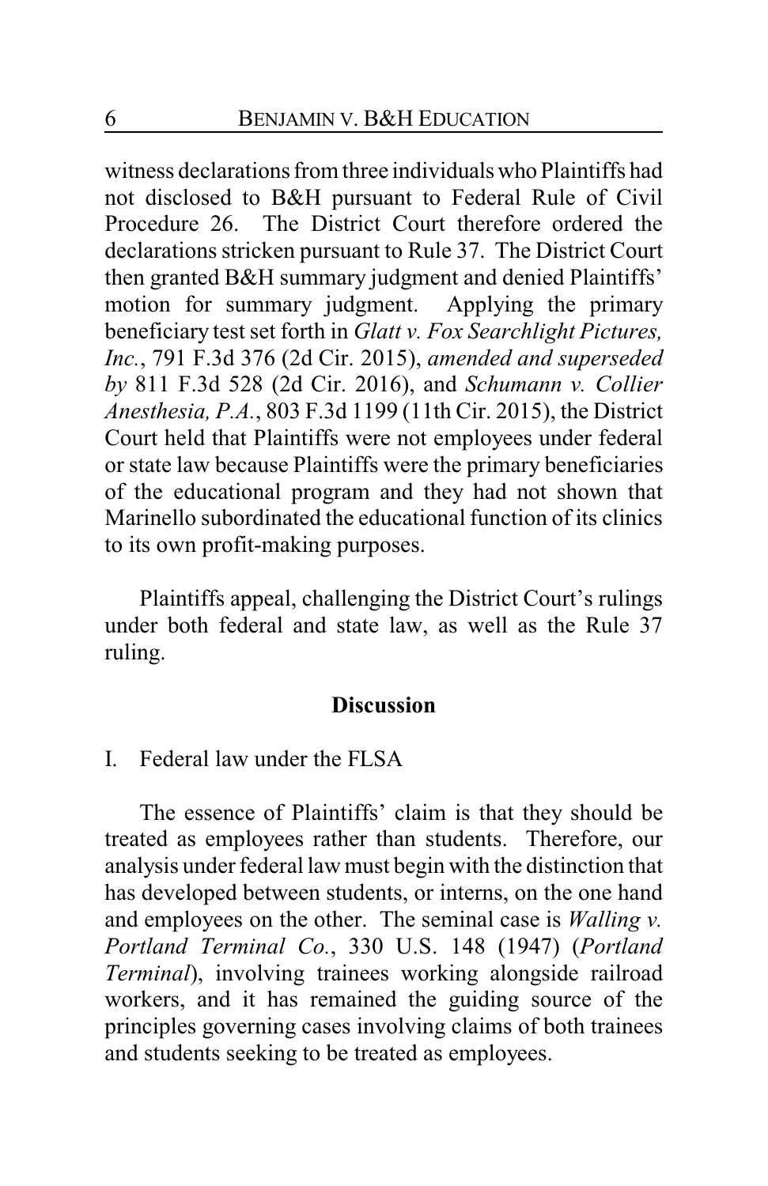witness declarations from three individuals who Plaintiffs had not disclosed to B&H pursuant to Federal Rule of Civil Procedure 26. The District Court therefore ordered the declarations stricken pursuant to Rule 37. The District Court then granted B&H summary judgment and denied Plaintiffs' motion for summary judgment. Applying the primary beneficiary test set forth in *Glatt v. Fox Searchlight Pictures, Inc.*, 791 F.3d 376 (2d Cir. 2015), *amended and superseded by* 811 F.3d 528 (2d Cir. 2016), and *Schumann v. Collier Anesthesia, P.A.*, 803 F.3d 1199 (11th Cir. 2015), the District Court held that Plaintiffs were not employees under federal or state law because Plaintiffs were the primary beneficiaries of the educational program and they had not shown that Marinello subordinated the educational function of its clinics to its own profit-making purposes.

Plaintiffs appeal, challenging the District Court's rulings under both federal and state law, as well as the Rule 37 ruling.

## Discussion

### I. Federal law under the FLSA

The essence of Plaintiffs' claim is that they should be treated as employees rather than students. Therefore, our analysis under federal law must begin with the distinction that has developed between students, or interns, on the one hand and employees on the other. The seminal case is *Walling v. Portland Terminal Co.*, 330 U.S. 148 (1947) (*Portland Terminal*), involving trainees working alongside railroad workers, and it has remained the guiding source of the principles governing cases involving claims of both trainees and students seeking to be treated as employees.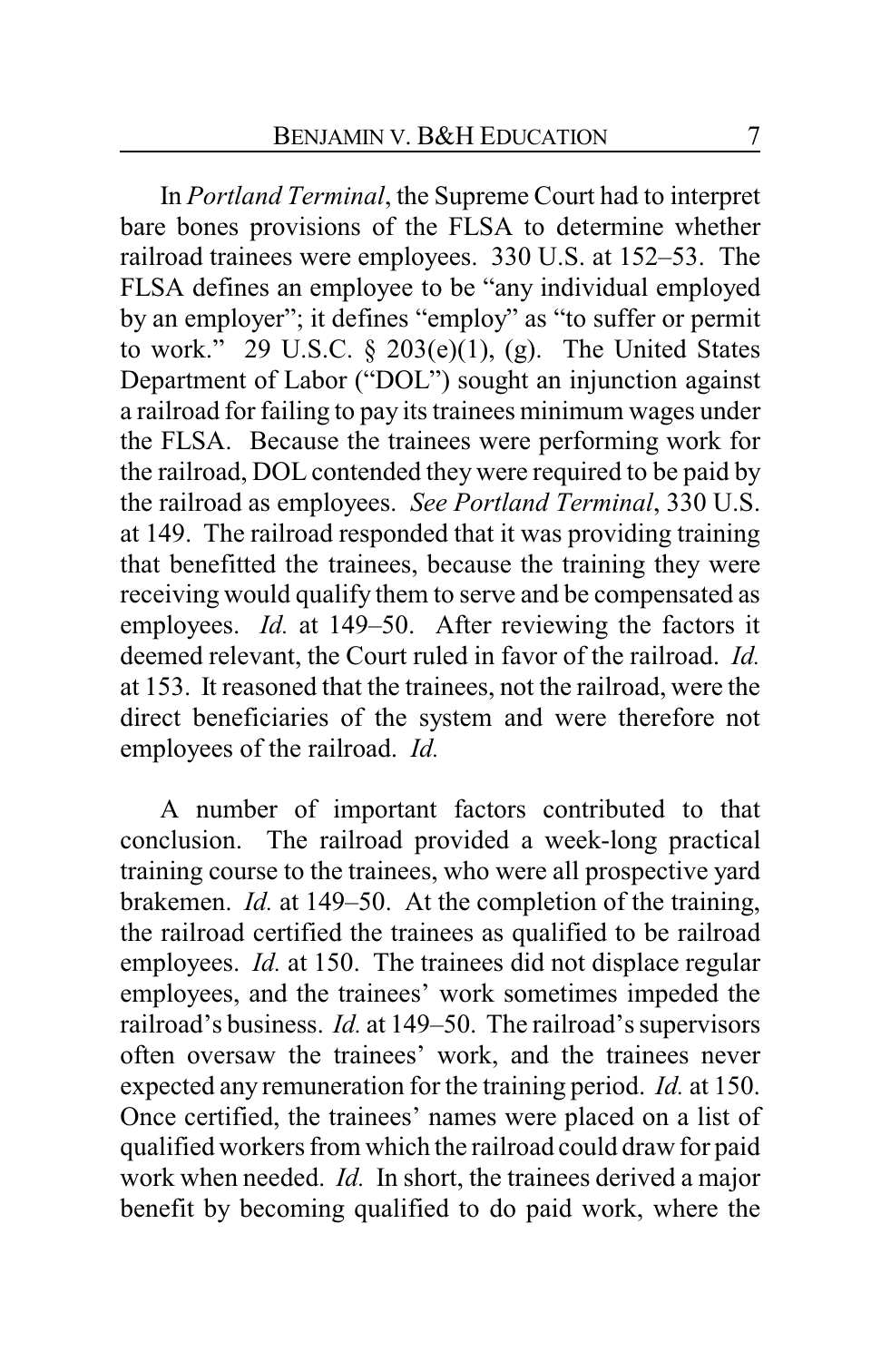In *Portland Terminal*, the Supreme Court had to interpret bare bones provisions of the FLSA to determine whether railroad trainees were employees. 330 U.S. at 152–53. The FLSA defines an employee to be "any individual employed by an employer"; it defines "employ" as "to suffer or permit to work." 29 U.S.C. § 203(e)(1), (g). The United States Department of Labor ("DOL") sought an injunction against a railroad for failing to pay its trainees minimum wages under the FLSA. Because the trainees were performing work for the railroad, DOL contended they were required to be paid by the railroad as employees. *See Portland Terminal*, 330 U.S. at 149. The railroad responded that it was providing training that benefitted the trainees, because the training they were receiving would qualify them to serve and be compensated as employees. *Id.* at 149–50. After reviewing the factors it deemed relevant, the Court ruled in favor of the railroad. *Id.* at 153. It reasoned that the trainees, not the railroad, were the direct beneficiaries of the system and were therefore not employees of the railroad. *Id.*

A number of important factors contributed to that conclusion. The railroad provided a week-long practical training course to the trainees, who were all prospective yard brakemen. *Id.* at 149–50. At the completion of the training, the railroad certified the trainees as qualified to be railroad employees. *Id.* at 150. The trainees did not displace regular employees, and the trainees' work sometimes impeded the railroad's business. *Id.* at 149–50. The railroad's supervisors often oversaw the trainees' work, and the trainees never expected any remuneration for the training period. *Id.* at 150. Once certified, the trainees' names were placed on a list of qualified workers from which the railroad could draw for paid work when needed. *Id.* In short, the trainees derived a major benefit by becoming qualified to do paid work, where the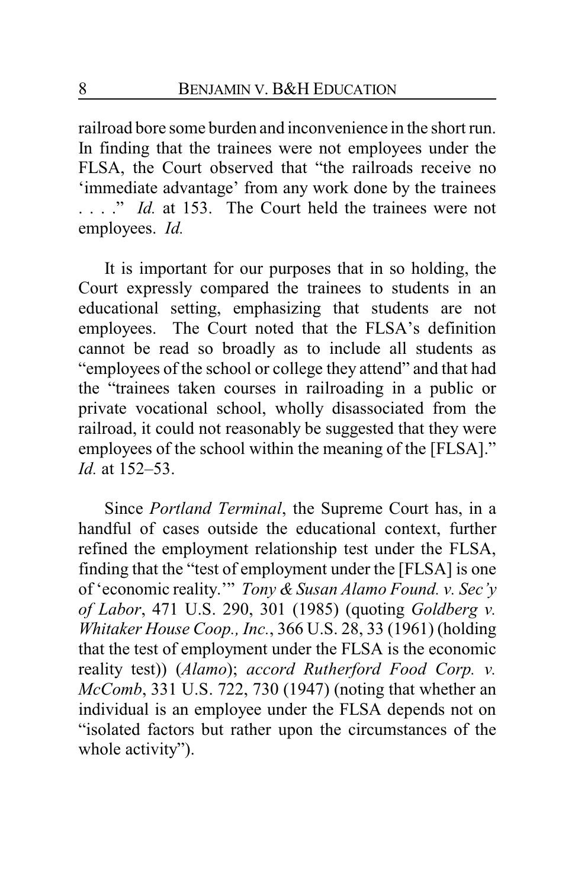railroad bore some burden and inconvenience in the short run. In finding that the trainees were not employees under the FLSA, the Court observed that "the railroads receive no 'immediate advantage' from any work done by the trainees . . . ." *Id.* at 153. The Court held the trainees were not employees. *Id.*

It is important for our purposes that in so holding, the Court expressly compared the trainees to students in an educational setting, emphasizing that students are not employees. The Court noted that the FLSA's definition cannot be read so broadly as to include all students as "employees of the school or college they attend" and that had the "trainees taken courses in railroading in a public or private vocational school, wholly disassociated from the railroad, it could not reasonably be suggested that they were employees of the school within the meaning of the [FLSA]." *Id.* at 152–53.

Since *Portland Terminal*, the Supreme Court has, in a handful of cases outside the educational context, further refined the employment relationship test under the FLSA, finding that the "test of employment under the [FLSA] is one of 'economic reality.'" *Tony & Susan Alamo Found. v. Sec'y of Labor*, 471 U.S. 290, 301 (1985) (quoting *Goldberg v. Whitaker House Coop., Inc.*, 366 U.S. 28, 33 (1961) (holding that the test of employment under the FLSA is the economic reality test)) (*Alamo*); *accord Rutherford Food Corp. v. McComb*, 331 U.S. 722, 730 (1947) (noting that whether an individual is an employee under the FLSA depends not on "isolated factors but rather upon the circumstances of the whole activity").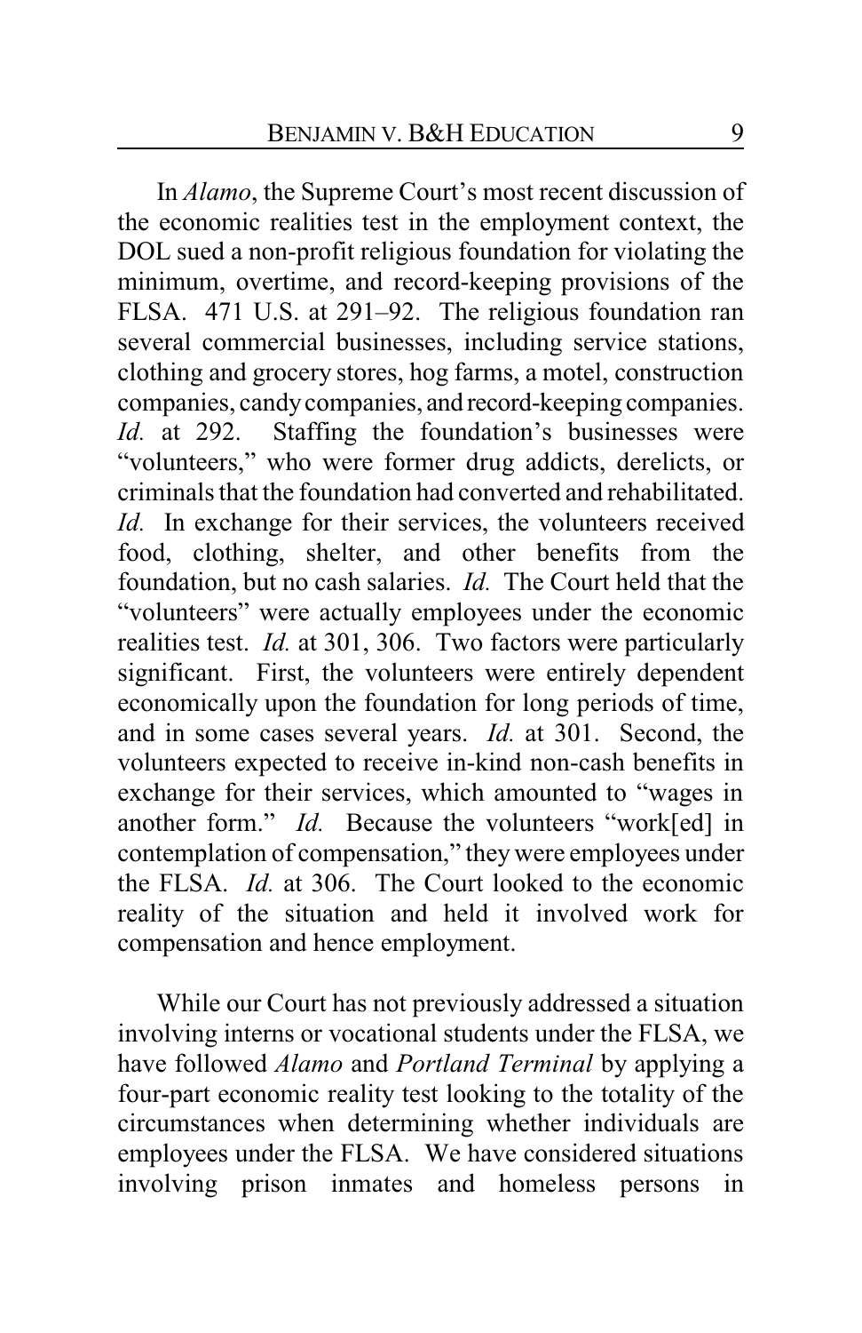In *Alamo*, the Supreme Court's most recent discussion of the economic realities test in the employment context, the DOL sued a non-profit religious foundation for violating the minimum, overtime, and record-keeping provisions of the FLSA. 471 U.S. at 291–92. The religious foundation ran several commercial businesses, including service stations, clothing and grocery stores, hog farms, a motel, construction companies, candy companies, and record-keeping companies. *Id.* at 292. Staffing the foundation's businesses were "volunteers," who were former drug addicts, derelicts, or criminals that the foundation had converted and rehabilitated. *Id.* In exchange for their services, the volunteers received food, clothing, shelter, and other benefits from the foundation, but no cash salaries. *Id.* The Court held that the "volunteers" were actually employees under the economic realities test. *Id.* at 301, 306. Two factors were particularly significant. First, the volunteers were entirely dependent economically upon the foundation for long periods of time, and in some cases several years. *Id.* at 301. Second, the volunteers expected to receive in-kind non-cash benefits in exchange for their services, which amounted to "wages in another form." *Id.* Because the volunteers "work[ed] in contemplation of compensation," they were employees under the FLSA. *Id.* at 306. The Court looked to the economic reality of the situation and held it involved work for compensation and hence employment.

While our Court has not previously addressed a situation involving interns or vocational students under the FLSA, we have followed *Alamo* and *Portland Terminal* by applying a four-part economic reality test looking to the totality of the circumstances when determining whether individuals are employees under the FLSA. We have considered situations involving prison inmates and homeless persons in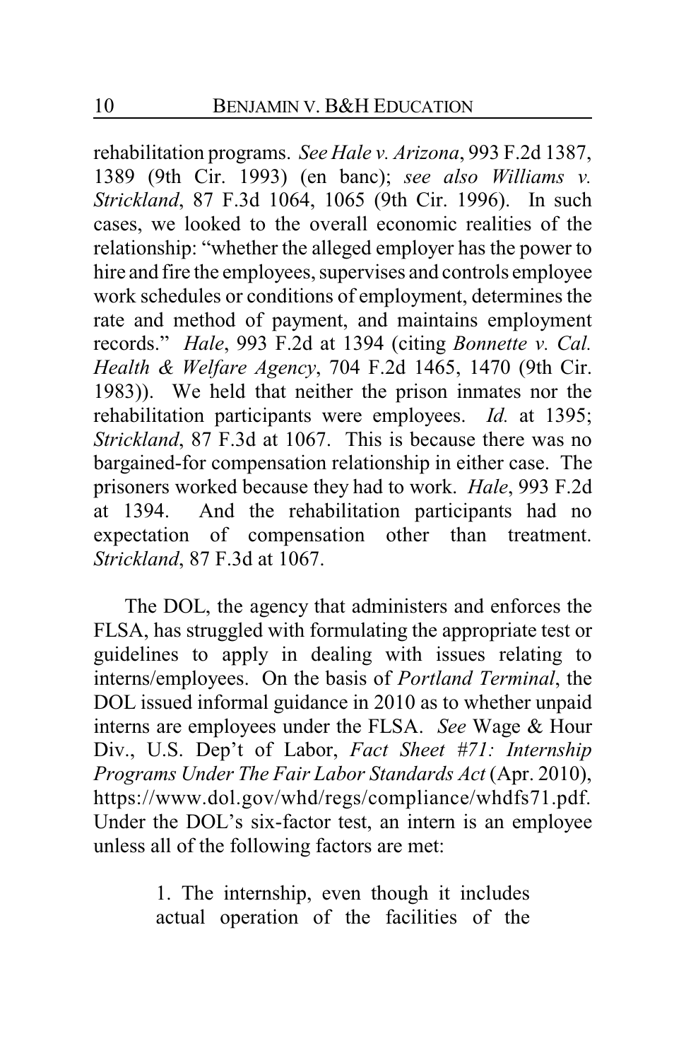rehabilitation programs. *See Hale v. Arizona*, 993 F.2d 1387, 1389 (9th Cir. 1993) (en banc); *see also Williams v. Strickland*, 87 F.3d 1064, 1065 (9th Cir. 1996). In such cases, we looked to the overall economic realities of the relationship: "whether the alleged employer has the power to hire and fire the employees, supervises and controls employee work schedules or conditions of employment, determines the rate and method of payment, and maintains employment records." *Hale*, 993 F.2d at 1394 (citing *Bonnette v. Cal. Health & Welfare Agency*, 704 F.2d 1465, 1470 (9th Cir. 1983)). We held that neither the prison inmates nor the rehabilitation participants were employees. *Id.* at 1395; *Strickland*, 87 F.3d at 1067. This is because there was no bargained-for compensation relationship in either case. The prisoners worked because they had to work. *Hale*, 993 F.2d at 1394. And the rehabilitation participants had no expectation of compensation other than treatment. *Strickland*, 87 F.3d at 1067.

The DOL, the agency that administers and enforces the FLSA, has struggled with formulating the appropriate test or guidelines to apply in dealing with issues relating to interns/employees. On the basis of *Portland Terminal*, the DOL issued informal guidance in 2010 as to whether unpaid interns are employees under the FLSA. *See* Wage & Hour Div., U.S. Dep't of Labor, *Fact Sheet #71: Internship Programs Under The Fair Labor Standards Act* (Apr. 2010), https://www.dol.gov/whd/regs/compliance/whdfs71.pdf. Under the DOL's six-factor test, an intern is an employee unless all of the following factors are met:

> 1. The internship, even though it includes actual operation of the facilities of the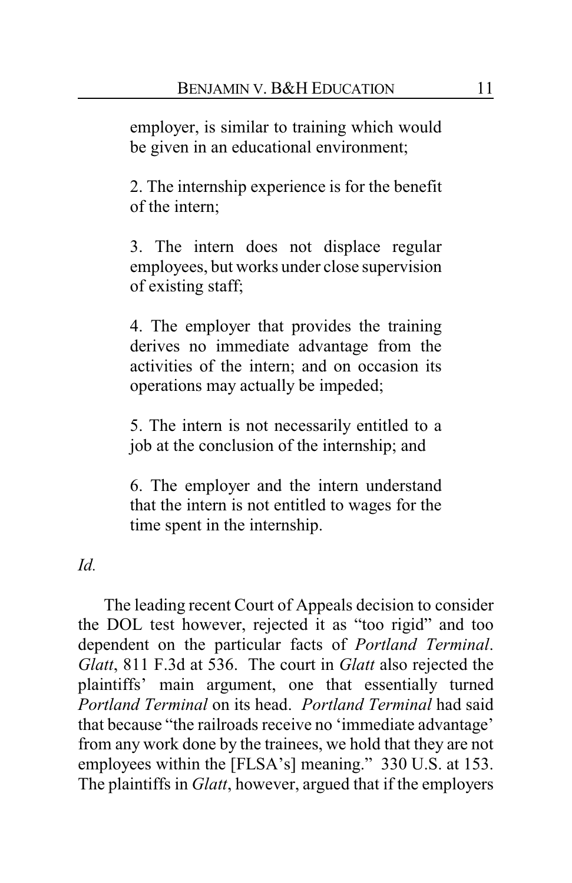employer, is similar to training which would be given in an educational environment;

2. The internship experience is for the benefit of the intern;

3. The intern does not displace regular employees, but works under close supervision of existing staff;

4. The employer that provides the training derives no immediate advantage from the activities of the intern; and on occasion its operations may actually be impeded;

5. The intern is not necessarily entitled to a job at the conclusion of the internship; and

6. The employer and the intern understand that the intern is not entitled to wages for the time spent in the internship.

*Id.*

The leading recent Court of Appeals decision to consider the DOL test however, rejected it as "too rigid" and too dependent on the particular facts of *Portland Terminal*. *Glatt*, 811 F.3d at 536. The court in *Glatt* also rejected the plaintiffs' main argument, one that essentially turned *Portland Terminal* on its head. *Portland Terminal* had said that because "the railroads receive no 'immediate advantage' from any work done by the trainees, we hold that they are not employees within the [FLSA's] meaning." 330 U.S. at 153. The plaintiffs in *Glatt*, however, argued that if the employers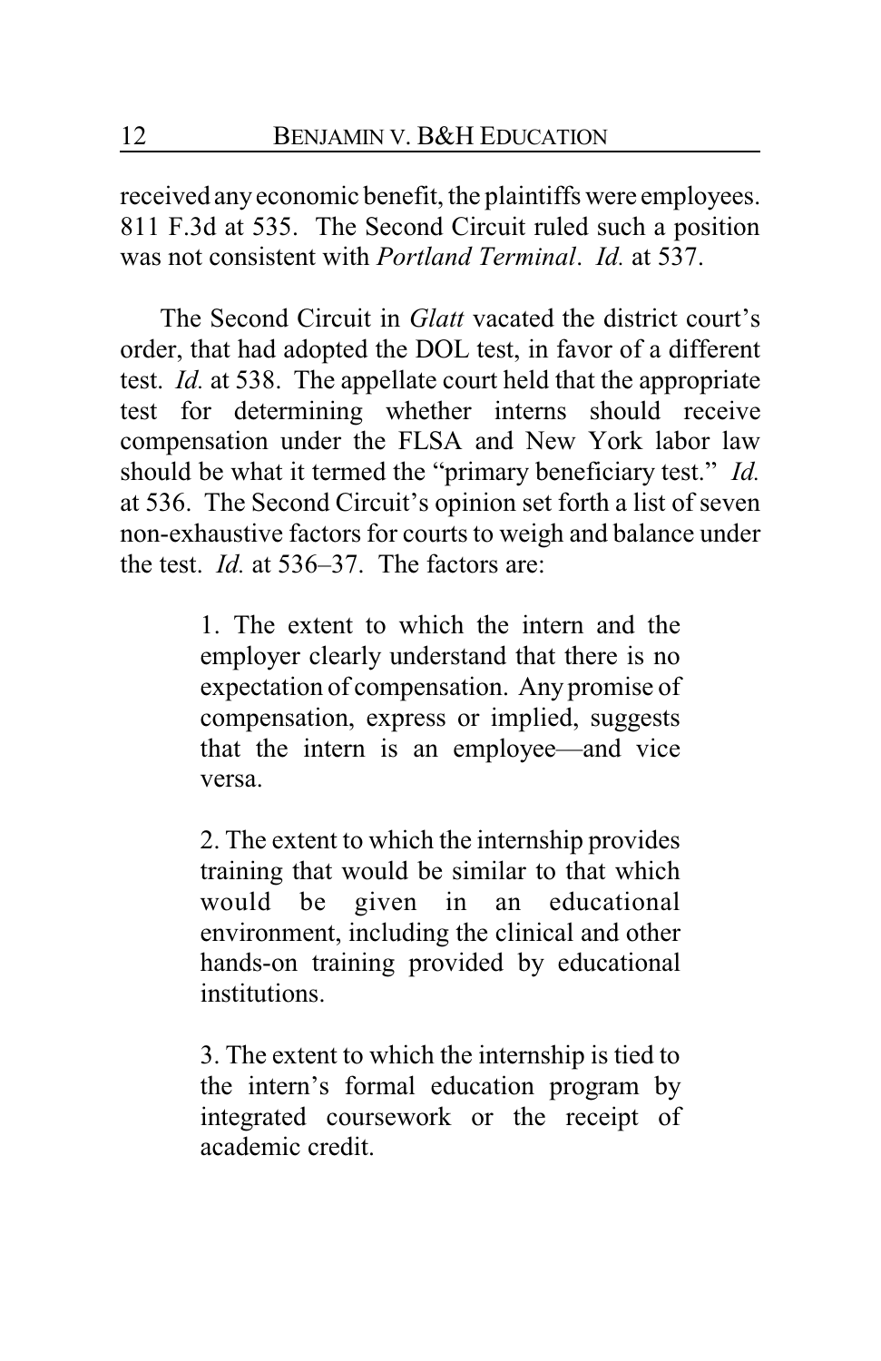received any economic benefit, the plaintiffs were employees. 811 F.3d at 535. The Second Circuit ruled such a position was not consistent with *Portland Terminal*. *Id.* at 537.

The Second Circuit in *Glatt* vacated the district court's order, that had adopted the DOL test, in favor of a different test. *Id.* at 538. The appellate court held that the appropriate test for determining whether interns should receive compensation under the FLSA and New York labor law should be what it termed the "primary beneficiary test." *Id.* at 536. The Second Circuit's opinion set forth a list of seven non-exhaustive factors for courts to weigh and balance under the test. *Id.* at 536–37. The factors are:

> 1. The extent to which the intern and the employer clearly understand that there is no expectation of compensation. Any promise of compensation, express or implied, suggests that the intern is an employee—and vice versa.
>
> 2. The extent to which the internship provides training that would be similar to that which would be given in an educational environment, including the clinical and other hands-on training provided by educational institutions.
>
> 3. The extent to which the internship is tied to the intern's formal education program by integrated coursework or the receipt of academic credit.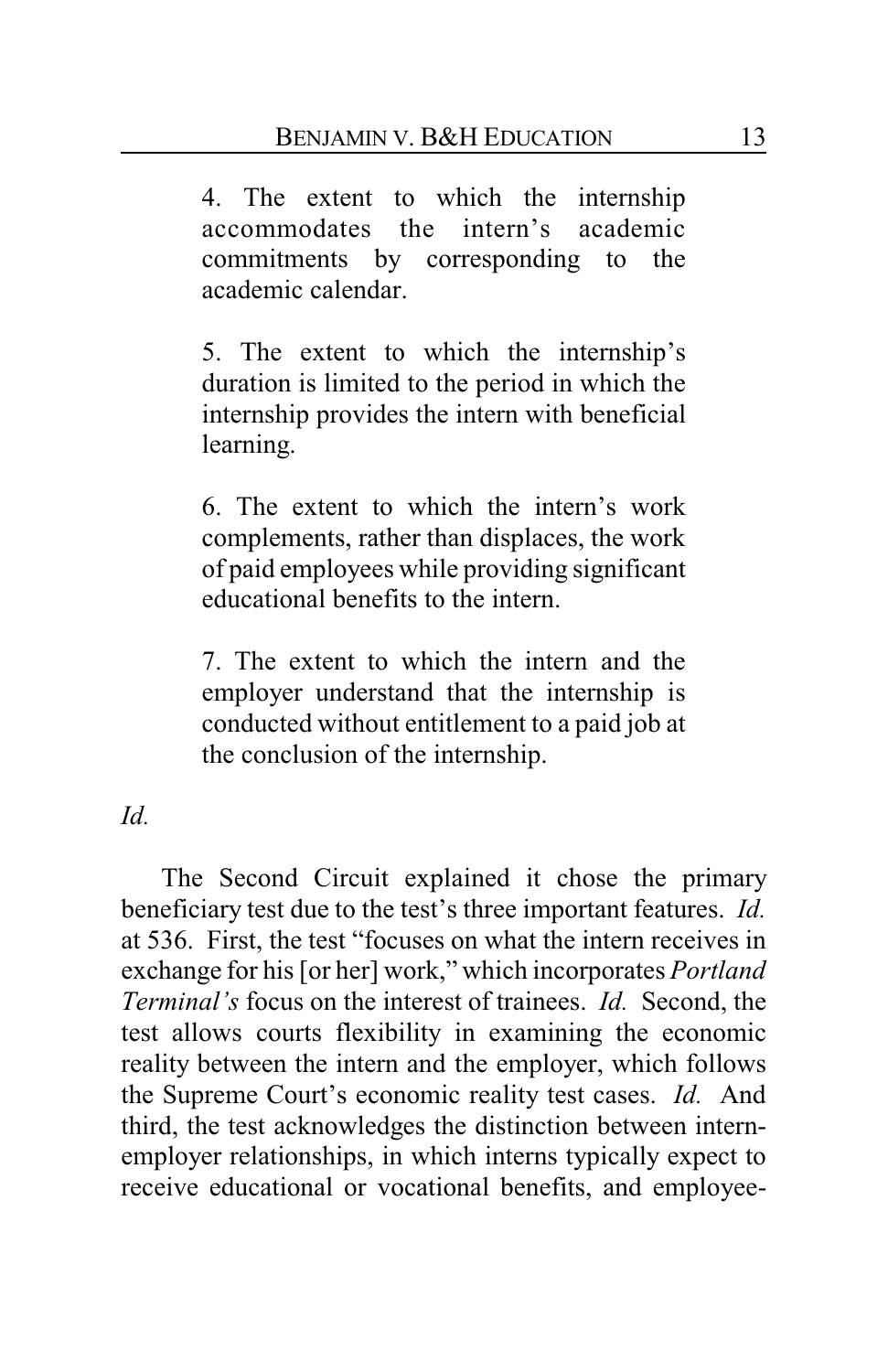> 4. The extent to which the internship accommodates the intern's academic commitments by corresponding to the academic calendar.
>
> 5. The extent to which the internship's duration is limited to the period in which the internship provides the intern with beneficial learning.
>
> 6. The extent to which the intern's work complements, rather than displaces, the work of paid employees while providing significant educational benefits to the intern.
>
> 7. The extent to which the intern and the employer understand that the internship is conducted without entitlement to a paid job at the conclusion of the internship.

*Id.*

The Second Circuit explained it chose the primary beneficiary test due to the test's three important features. *Id.* at 536. First, the test "focuses on what the intern receives in exchange for his [or her] work," which incorporates *Portland Terminal's* focus on the interest of trainees. *Id.* Second, the test allows courts flexibility in examining the economic reality between the intern and the employer, which follows the Supreme Court's economic reality test cases. *Id.* And third, the test acknowledges the distinction between intern-employer relationships, in which interns typically expect to receive educational or vocational benefits, and employee-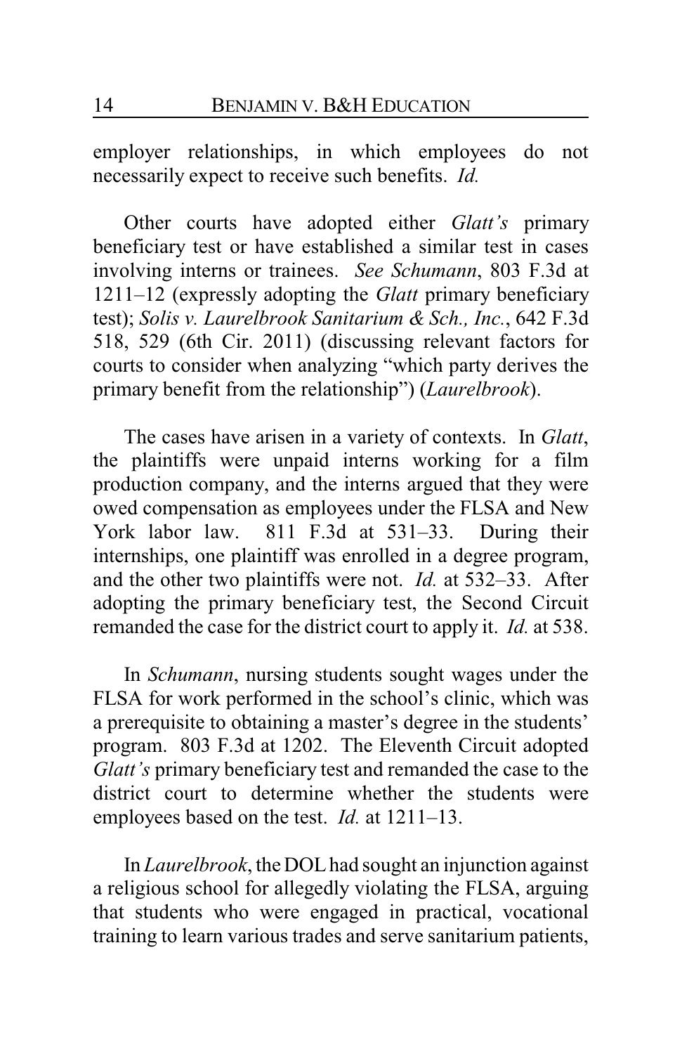employer relationships, in which employees do not necessarily expect to receive such benefits. *Id.*

Other courts have adopted either *Glatt's* primary beneficiary test or have established a similar test in cases involving interns or trainees. *See Schumann*, 803 F.3d at 1211–12 (expressly adopting the *Glatt* primary beneficiary test); *Solis v. Laurelbrook Sanitarium & Sch., Inc.*, 642 F.3d 518, 529 (6th Cir. 2011) (discussing relevant factors for courts to consider when analyzing "which party derives the primary benefit from the relationship") (*Laurelbrook*).

The cases have arisen in a variety of contexts. In *Glatt*, the plaintiffs were unpaid interns working for a film production company, and the interns argued that they were owed compensation as employees under the FLSA and New York labor law. 811 F.3d at 531–33. During their internships, one plaintiff was enrolled in a degree program, and the other two plaintiffs were not. *Id.* at 532–33. After adopting the primary beneficiary test, the Second Circuit remanded the case for the district court to apply it. *Id.* at 538.

In *Schumann*, nursing students sought wages under the FLSA for work performed in the school's clinic, which was a prerequisite to obtaining a master's degree in the students' program. 803 F.3d at 1202. The Eleventh Circuit adopted *Glatt's* primary beneficiary test and remanded the case to the district court to determine whether the students were employees based on the test. *Id.* at 1211–13.

In *Laurelbrook*, the DOL had sought an injunction against a religious school for allegedly violating the FLSA, arguing that students who were engaged in practical, vocational training to learn various trades and serve sanitarium patients,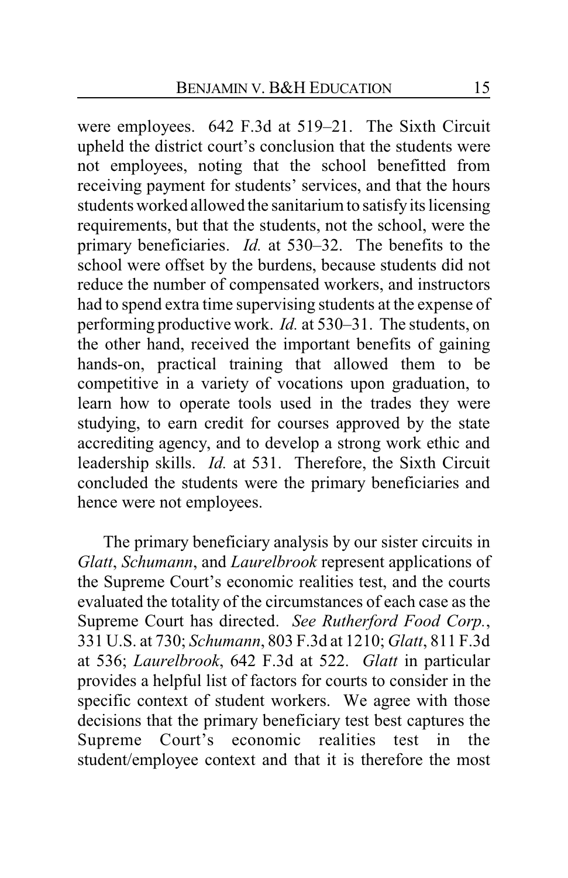were employees. 642 F.3d at 519–21. The Sixth Circuit upheld the district court's conclusion that the students were not employees, noting that the school benefitted from receiving payment for students' services, and that the hours students worked allowed the sanitarium to satisfy its licensing requirements, but that the students, not the school, were the primary beneficiaries. *Id.* at 530–32. The benefits to the school were offset by the burdens, because students did not reduce the number of compensated workers, and instructors had to spend extra time supervising students at the expense of performing productive work. *Id.* at 530–31. The students, on the other hand, received the important benefits of gaining hands-on, practical training that allowed them to be competitive in a variety of vocations upon graduation, to learn how to operate tools used in the trades they were studying, to earn credit for courses approved by the state accrediting agency, and to develop a strong work ethic and leadership skills. *Id.* at 531. Therefore, the Sixth Circuit concluded the students were the primary beneficiaries and hence were not employees.

The primary beneficiary analysis by our sister circuits in *Glatt*, *Schumann*, and *Laurelbrook* represent applications of the Supreme Court's economic realities test, and the courts evaluated the totality of the circumstances of each case as the Supreme Court has directed. *See Rutherford Food Corp.*, 331 U.S. at 730; *Schumann*, 803 F.3d at 1210; *Glatt*, 811 F.3d at 536; *Laurelbrook*, 642 F.3d at 522. *Glatt* in particular provides a helpful list of factors for courts to consider in the specific context of student workers. We agree with those decisions that the primary beneficiary test best captures the Supreme Court's economic realities test in the student/employee context and that it is therefore the most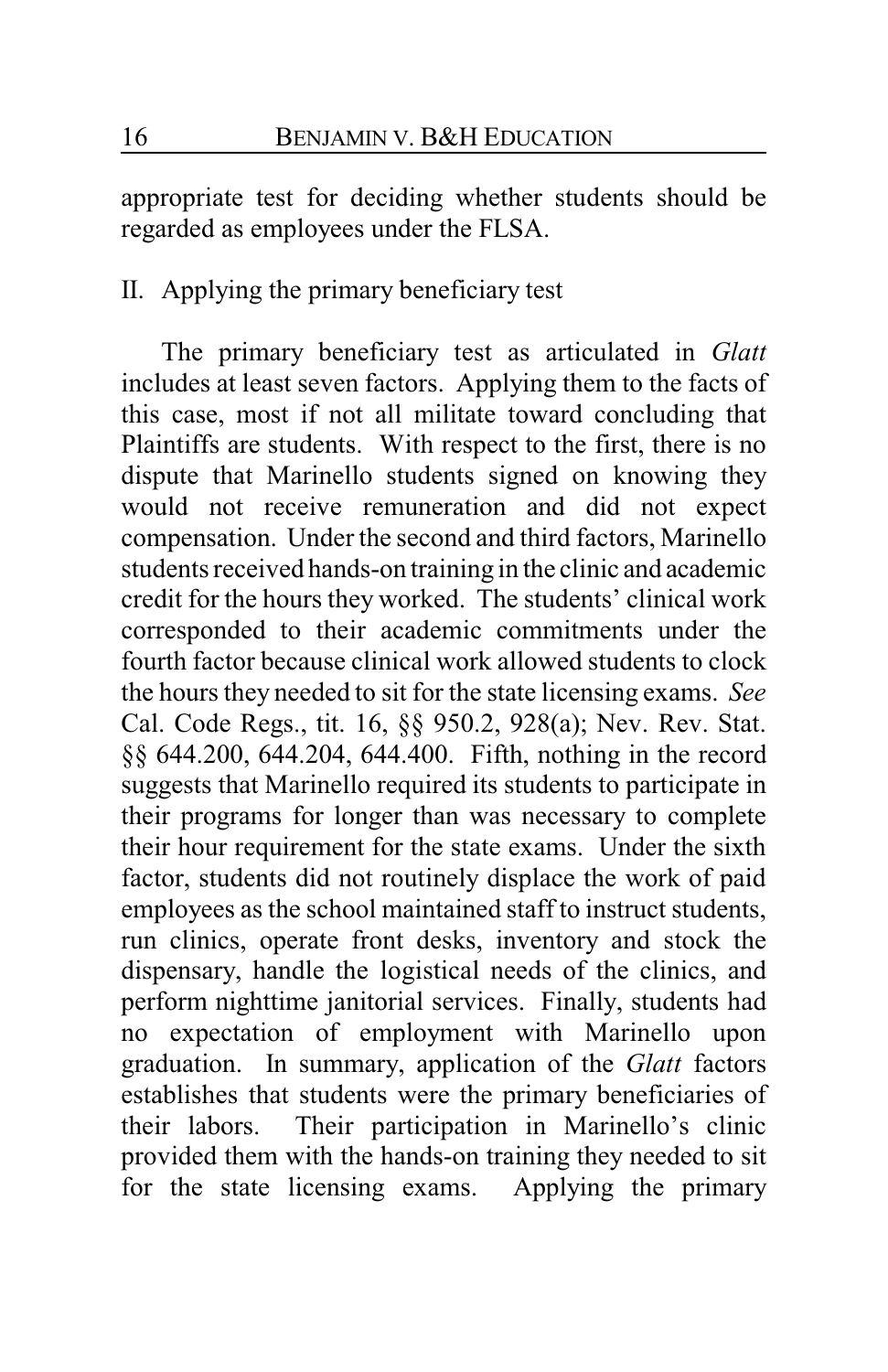appropriate test for deciding whether students should be regarded as employees under the FLSA.

## II. Applying the primary beneficiary test

The primary beneficiary test as articulated in *Glatt* includes at least seven factors. Applying them to the facts of this case, most if not all militate toward concluding that Plaintiffs are students. With respect to the first, there is no dispute that Marinello students signed on knowing they would not receive remuneration and did not expect compensation. Under the second and third factors, Marinello students received hands-on training in the clinic and academic credit for the hours they worked. The students' clinical work corresponded to their academic commitments under the fourth factor because clinical work allowed students to clock the hours they needed to sit for the state licensing exams. *See* Cal. Code Regs., tit. 16, §§ 950.2, 928(a); Nev. Rev. Stat. §§ 644.200, 644.204, 644.400. Fifth, nothing in the record suggests that Marinello required its students to participate in their programs for longer than was necessary to complete their hour requirement for the state exams. Under the sixth factor, students did not routinely displace the work of paid employees as the school maintained staff to instruct students, run clinics, operate front desks, inventory and stock the dispensary, handle the logistical needs of the clinics, and perform nighttime janitorial services. Finally, students had no expectation of employment with Marinello upon graduation. In summary, application of the *Glatt* factors establishes that students were the primary beneficiaries of their labors. Their participation in Marinello's clinic provided them with the hands-on training they needed to sit for the state licensing exams. Applying the primary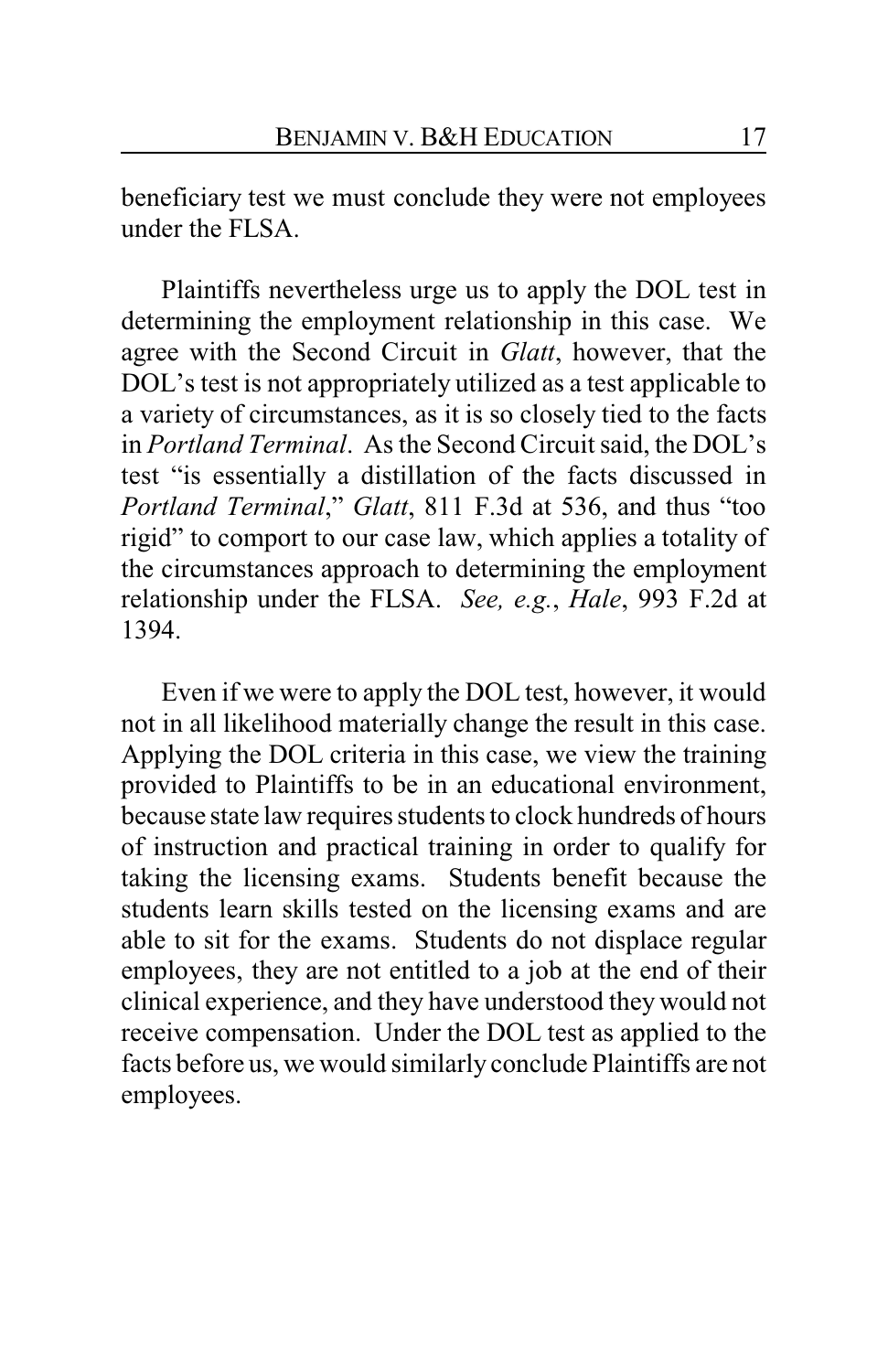beneficiary test we must conclude they were not employees under the FLSA.

Plaintiffs nevertheless urge us to apply the DOL test in determining the employment relationship in this case. We agree with the Second Circuit in *Glatt*, however, that the DOL's test is not appropriately utilized as a test applicable to a variety of circumstances, as it is so closely tied to the facts in *Portland Terminal*. As the Second Circuit said, the DOL's test "is essentially a distillation of the facts discussed in *Portland Terminal*," *Glatt*, 811 F.3d at 536, and thus "too rigid" to comport to our case law, which applies a totality of the circumstances approach to determining the employment relationship under the FLSA. *See, e.g.*, *Hale*, 993 F.2d at 1394.

Even if we were to apply the DOL test, however, it would not in all likelihood materially change the result in this case. Applying the DOL criteria in this case, we view the training provided to Plaintiffs to be in an educational environment, because state law requires students to clock hundreds of hours of instruction and practical training in order to qualify for taking the licensing exams. Students benefit because the students learn skills tested on the licensing exams and are able to sit for the exams. Students do not displace regular employees, they are not entitled to a job at the end of their clinical experience, and they have understood they would not receive compensation. Under the DOL test as applied to the facts before us, we would similarly conclude Plaintiffs are not employees.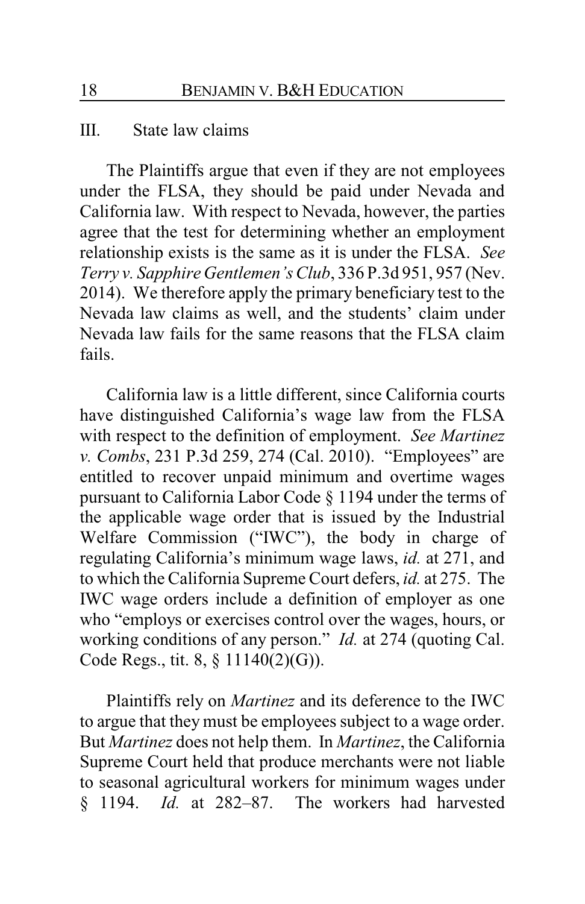## III. State law claims

The Plaintiffs argue that even if they are not employees under the FLSA, they should be paid under Nevada and California law. With respect to Nevada, however, the parties agree that the test for determining whether an employment relationship exists is the same as it is under the FLSA. *See Terry v. Sapphire Gentlemen's Club*, 336 P.3d 951, 957 (Nev. 2014). We therefore apply the primary beneficiary test to the Nevada law claims as well, and the students' claim under Nevada law fails for the same reasons that the FLSA claim fails.

California law is a little different, since California courts have distinguished California's wage law from the FLSA with respect to the definition of employment. *See Martinez v. Combs*, 231 P.3d 259, 274 (Cal. 2010). "Employees" are entitled to recover unpaid minimum and overtime wages pursuant to California Labor Code § 1194 under the terms of the applicable wage order that is issued by the Industrial Welfare Commission ("IWC"), the body in charge of regulating California's minimum wage laws, *id.* at 271, and to which the California Supreme Court defers, *id.* at 275. The IWC wage orders include a definition of employer as one who "employs or exercises control over the wages, hours, or working conditions of any person." *Id.* at 274 (quoting Cal. Code Regs., tit. 8, § 11140(2)(G)).

Plaintiffs rely on *Martinez* and its deference to the IWC to argue that they must be employees subject to a wage order. But *Martinez* does not help them. In *Martinez*, the California Supreme Court held that produce merchants were not liable to seasonal agricultural workers for minimum wages under § 1194. *Id.* at 282–87. The workers had harvested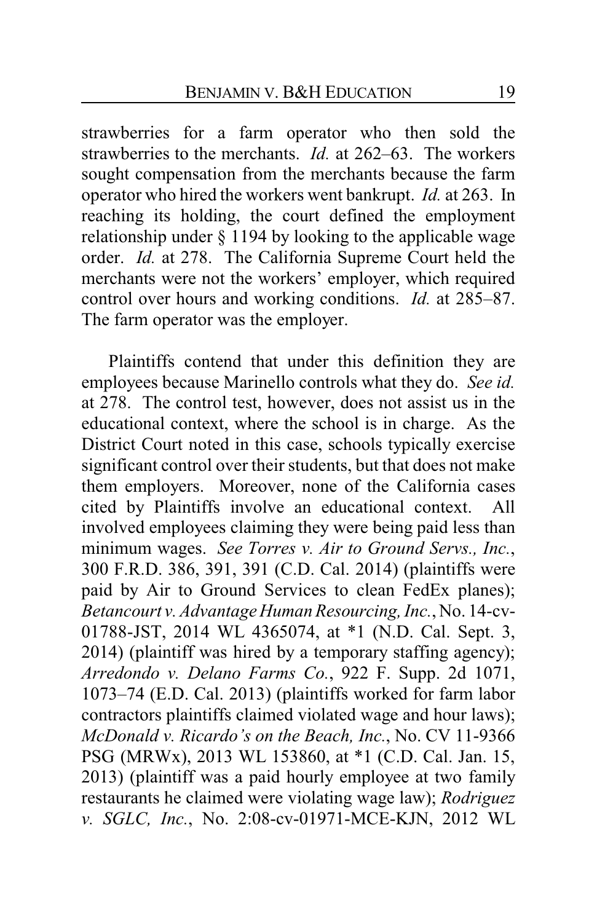strawberries for a farm operator who then sold the strawberries to the merchants. *Id.* at 262–63. The workers sought compensation from the merchants because the farm operator who hired the workers went bankrupt. *Id.* at 263. In reaching its holding, the court defined the employment relationship under § 1194 by looking to the applicable wage order. *Id.* at 278. The California Supreme Court held the merchants were not the workers' employer, which required control over hours and working conditions. *Id.* at 285–87. The farm operator was the employer.

Plaintiffs contend that under this definition they are employees because Marinello controls what they do. *See id.* at 278. The control test, however, does not assist us in the educational context, where the school is in charge. As the District Court noted in this case, schools typically exercise significant control over their students, but that does not make them employers. Moreover, none of the California cases cited by Plaintiffs involve an educational context. All involved employees claiming they were being paid less than minimum wages. *See Torres v. Air to Ground Servs., Inc.*, 300 F.R.D. 386, 391, 391 (C.D. Cal. 2014) (plaintiffs were paid by Air to Ground Services to clean FedEx planes); *Betancourt v. Advantage Human Resourcing, Inc.*, No. 14-cv-01788-JST, 2014 WL 4365074, at *1 (N.D. Cal. Sept. 3, 2014) (plaintiff was hired by a temporary staffing agency); *Arredondo v. Delano Farms Co.*, 922 F. Supp. 2d 1071, 1073–74 (E.D. Cal. 2013) (plaintiffs worked for farm labor contractors plaintiffs claimed violated wage and hour laws); *McDonald v. Ricardo's on the Beach, Inc.*, No. CV 11-9366 PSG (MRWx), 2013 WL 153860, at *1 (C.D. Cal. Jan. 15, 2013) (plaintiff was a paid hourly employee at two family restaurants he claimed were violating wage law); *Rodriguez v. SGLC, Inc.*, No. 2:08-cv-01971-MCE-KJN, 2012 WL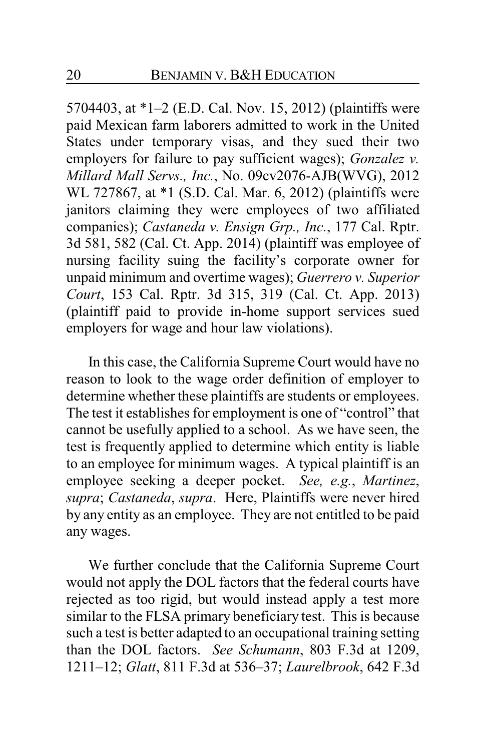5704403, at *1–2 (E.D. Cal. Nov. 15, 2012) (plaintiffs were paid Mexican farm laborers admitted to work in the United States under temporary visas, and they sued their two employers for failure to pay sufficient wages); *Gonzalez v. Millard Mall Servs., Inc.*, No. 09cv2076-AJB(WVG), 2012 WL 727867, at *1 (S.D. Cal. Mar. 6, 2012) (plaintiffs were janitors claiming they were employees of two affiliated companies); *Castaneda v. Ensign Grp., Inc.*, 177 Cal. Rptr. 3d 581, 582 (Cal. Ct. App. 2014) (plaintiff was employee of nursing facility suing the facility's corporate owner for unpaid minimum and overtime wages); *Guerrero v. Superior Court*, 153 Cal. Rptr. 3d 315, 319 (Cal. Ct. App. 2013) (plaintiff paid to provide in-home support services sued employers for wage and hour law violations).

In this case, the California Supreme Court would have no reason to look to the wage order definition of employer to determine whether these plaintiffs are students or employees. The test it establishes for employment is one of "control" that cannot be usefully applied to a school. As we have seen, the test is frequently applied to determine which entity is liable to an employee for minimum wages. A typical plaintiff is an employee seeking a deeper pocket. *See, e.g.*, *Martinez*, *supra*; *Castaneda*, *supra*. Here, Plaintiffs were never hired by any entity as an employee. They are not entitled to be paid any wages.

We further conclude that the California Supreme Court would not apply the DOL factors that the federal courts have rejected as too rigid, but would instead apply a test more similar to the FLSA primary beneficiary test. This is because such a test is better adapted to an occupational training setting than the DOL factors. *See Schumann*, 803 F.3d at 1209, 1211–12; *Glatt*, 811 F.3d at 536–37; *Laurelbrook*, 642 F.3d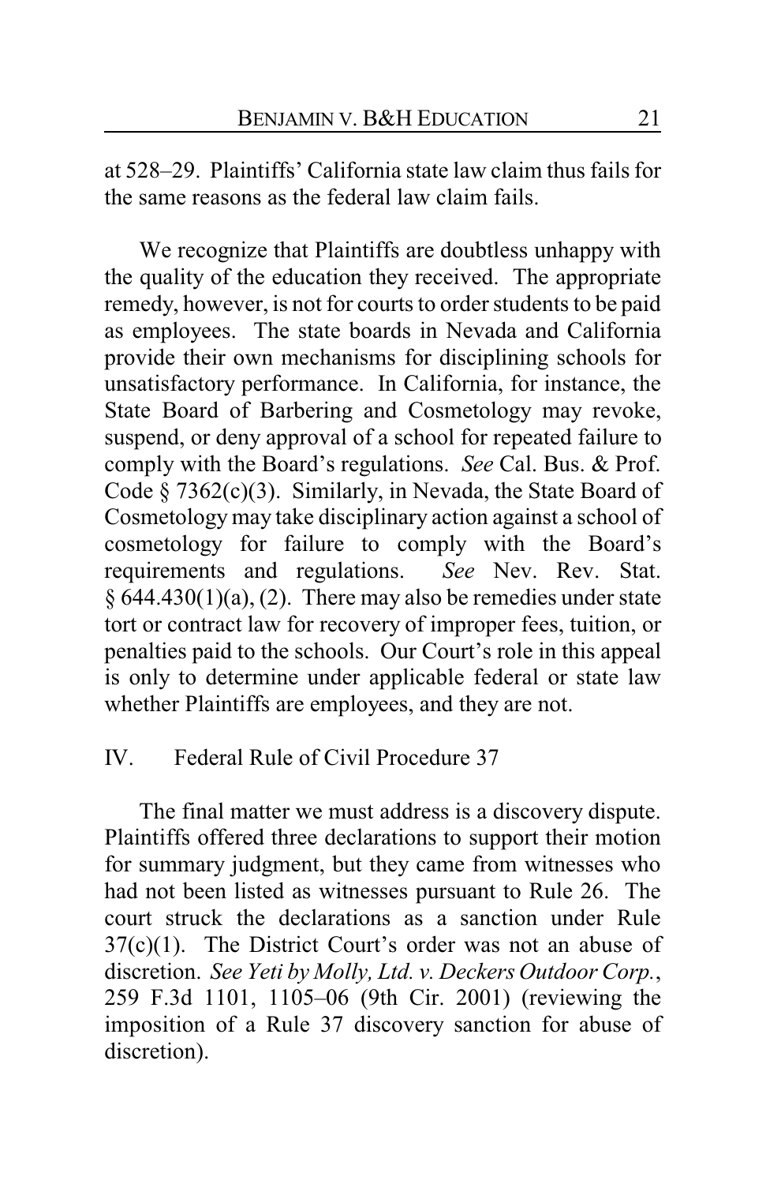at 528–29. Plaintiffs' California state law claim thus fails for the same reasons as the federal law claim fails.

We recognize that Plaintiffs are doubtless unhappy with the quality of the education they received. The appropriate remedy, however, is not for courts to order students to be paid as employees. The state boards in Nevada and California provide their own mechanisms for disciplining schools for unsatisfactory performance. In California, for instance, the State Board of Barbering and Cosmetology may revoke, suspend, or deny approval of a school for repeated failure to comply with the Board's regulations. *See* Cal. Bus. & Prof. Code § 7362(c)(3). Similarly, in Nevada, the State Board of Cosmetology may take disciplinary action against a school of cosmetology for failure to comply with the Board's requirements and regulations. *See* Nev. Rev. Stat. § 644.430(1)(a), (2). There may also be remedies under state tort or contract law for recovery of improper fees, tuition, or penalties paid to the schools. Our Court's role in this appeal is only to determine under applicable federal or state law whether Plaintiffs are employees, and they are not.

## IV. Federal Rule of Civil Procedure 37

The final matter we must address is a discovery dispute. Plaintiffs offered three declarations to support their motion for summary judgment, but they came from witnesses who had not been listed as witnesses pursuant to Rule 26. The court struck the declarations as a sanction under Rule 37(c)(1). The District Court's order was not an abuse of discretion. *See Yeti by Molly, Ltd. v. Deckers Outdoor Corp.*, 259 F.3d 1101, 1105–06 (9th Cir. 2001) (reviewing the imposition of a Rule 37 discovery sanction for abuse of discretion).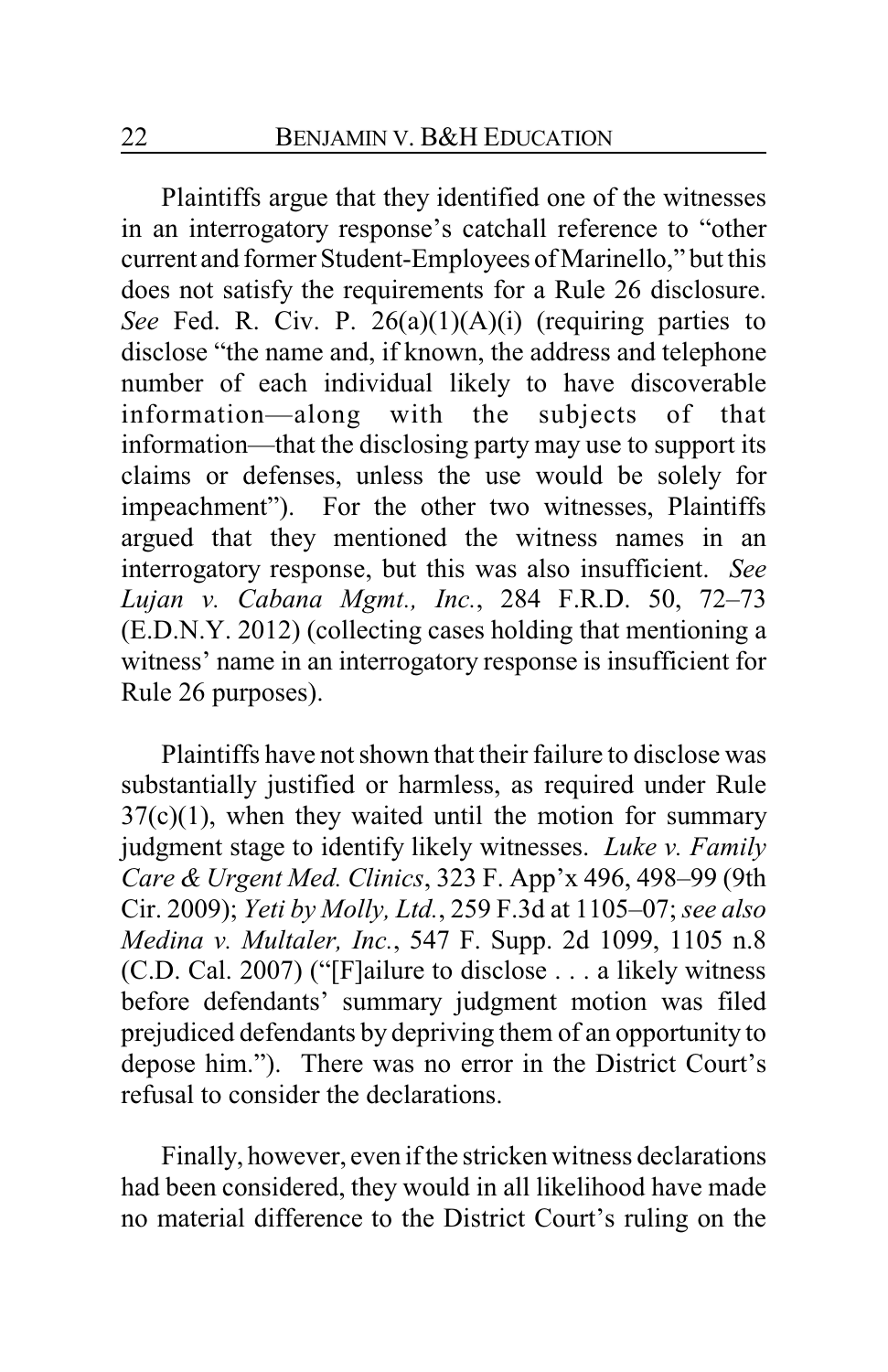Plaintiffs argue that they identified one of the witnesses in an interrogatory response's catchall reference to "other current and former Student-Employees of Marinello," but this does not satisfy the requirements for a Rule 26 disclosure. *See* Fed. R. Civ. P. 26(a)(1)(A)(i) (requiring parties to disclose "the name and, if known, the address and telephone number of each individual likely to have discoverable information—along with the subjects of that information—that the disclosing party may use to support its claims or defenses, unless the use would be solely for impeachment"). For the other two witnesses, Plaintiffs argued that they mentioned the witness names in an interrogatory response, but this was also insufficient. *See Lujan v. Cabana Mgmt., Inc.*, 284 F.R.D. 50, 72–73 (E.D.N.Y. 2012) (collecting cases holding that mentioning a witness' name in an interrogatory response is insufficient for Rule 26 purposes).

Plaintiffs have not shown that their failure to disclose was substantially justified or harmless, as required under Rule 37(c)(1), when they waited until the motion for summary judgment stage to identify likely witnesses. *Luke v. Family Care & Urgent Med. Clinics*, 323 F. App'x 496, 498–99 (9th Cir. 2009); *Yeti by Molly, Ltd.*, 259 F.3d at 1105–07; *see also Medina v. Multaler, Inc.*, 547 F. Supp. 2d 1099, 1105 n.8 (C.D. Cal. 2007) ("[F]ailure to disclose . . . a likely witness before defendants' summary judgment motion was filed prejudiced defendants by depriving them of an opportunity to depose him."). There was no error in the District Court's refusal to consider the declarations.

Finally, however, even if the stricken witness declarations had been considered, they would in all likelihood have made no material difference to the District Court's ruling on the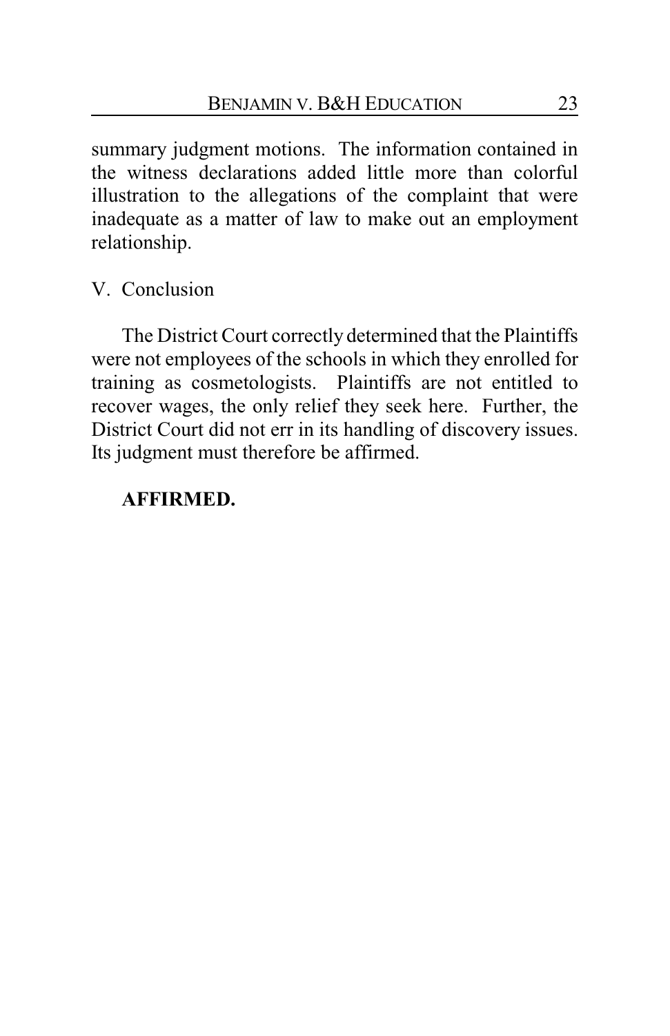summary judgment motions. The information contained in the witness declarations added little more than colorful illustration to the allegations of the complaint that were inadequate as a matter of law to make out an employment relationship.

## V. Conclusion

The District Court correctly determined that the Plaintiffs were not employees of the schools in which they enrolled for training as cosmetologists. Plaintiffs are not entitled to recover wages, the only relief they seek here. Further, the District Court did not err in its handling of discovery issues. Its judgment must therefore be affirmed.

**AFFIRMED.**